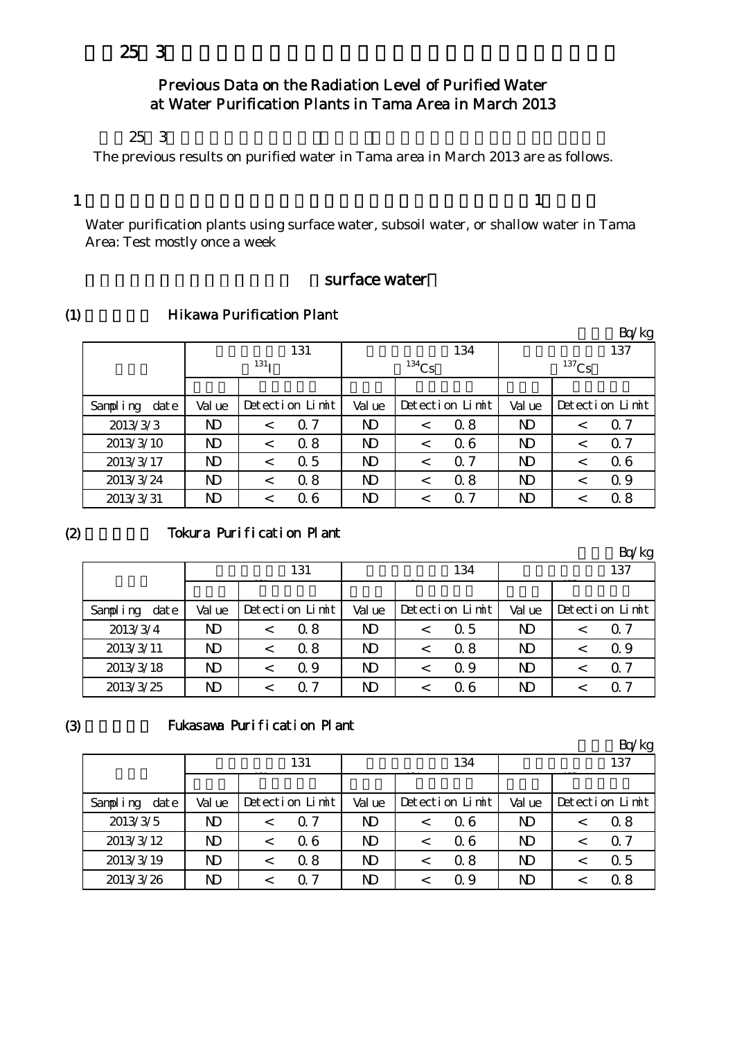# 25 3

## Previous Data on the Radiation Level of Purified Water at Water Purification Plants in Tama Area in March 2013

25 3

The previous results on purified water in Tama area in March 2013 are as follows.

1 1

Water purification plants using surface water, subsoil water, or shallow water in Tama Area: Test mostly once a week

### surface water

(1) Hikawa Purification Plant

Bq/kg

| | 131 ($^{131}I$) | | 134 ($^{134}Cs$) | | 137 ($^{137}Cs$) | |
|---|---|---|---|---|---|---|
| Sampling date | Value | Detection Limit | Value | Detection Limit | Value | Detection Limit |
| 2013/3/3 | ND | < 0.7 | ND | < 0.8 | ND | < 0.7 |
| 2013/3/10 | ND | < 0.8 | ND | < 0.6 | ND | < 0.7 |
| 2013/3/17 | ND | < 0.5 | ND | < 0.7 | ND | < 0.6 |
| 2013/3/24 | ND | < 0.8 | ND | < 0.8 | ND | < 0.9 |
| 2013/3/31 | ND | < 0.6 | ND | < 0.7 | ND | < 0.8 |

(2) Tokura Purification Plant

Bq/kg

| | 131 | | 134 | | 137 | |
|---|---|---|---|---|---|---|
| Sampling date | Value | Detection Limit | Value | Detection Limit | Value | Detection Limit |
| 2013/3/4 | ND | < 0.8 | ND | < 0.5 | ND | < 0.7 |
| 2013/3/11 | ND | < 0.8 | ND | < 0.8 | ND | < 0.9 |
| 2013/3/18 | ND | < 0.9 | ND | < 0.9 | ND | < 0.7 |
| 2013/3/25 | ND | < 0.7 | ND | < 0.6 | ND | < 0.7 |

(3) Fukasawa Purification Plant

Bq/kg

| | 131 | | 134 | | 137 | |
|---|---|---|---|---|---|---|
| Sampling date | Value | Detection Limit | Value | Detection Limit | Value | Detection Limit |
| 2013/3/5 | ND | < 0.7 | ND | < 0.6 | ND | < 0.8 |
| 2013/3/12 | ND | < 0.6 | ND | < 0.6 | ND | < 0.7 |
| 2013/3/19 | ND | < 0.8 | ND | < 0.8 | ND | < 0.5 |
| 2013/3/26 | ND | < 0.7 | ND | < 0.9 | ND | < 0.8 |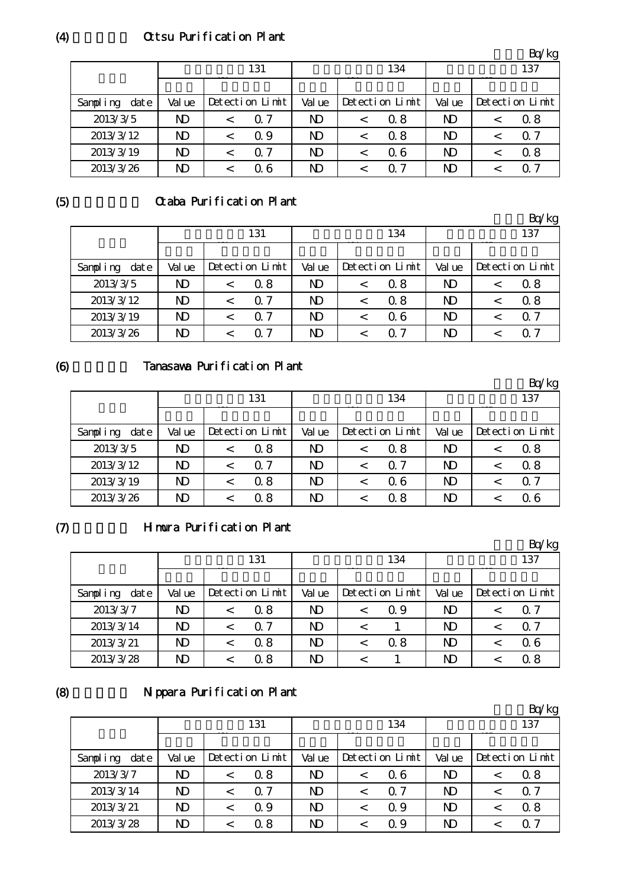## (4) Ottsu Purification Plant

Bq/kg

| | 131 | | | 134 | | | 137 | | |
|---|---|---|---|---|---|---|---|---|---|
| Sampling date | Value | Detection Limit | | Value | Detection Limit | | Value | Detection Limit | |
| 2013/3/5 | ND | < | 0.7 | ND | < | 0.8 | ND | < | 0.8 |
| 2013/3/12 | ND | < | 0.9 | ND | < | 0.8 | ND | < | 0.7 |
| 2013/3/19 | ND | < | 0.7 | ND | < | 0.6 | ND | < | 0.8 |
| 2013/3/26 | ND | < | 0.6 | ND | < | 0.7 | ND | < | 0.7 |

## (5) Otaba Purification Plant

Bq/kg

| | 131 | | | 134 | | | 137 | | |
|---|---|---|---|---|---|---|---|---|---|
| Sampling date | Value | Detection Limit | | Value | Detection Limit | | Value | Detection Limit | |
| 2013/3/5 | ND | < | 0.8 | ND | < | 0.8 | ND | < | 0.8 |
| 2013/3/12 | ND | < | 0.7 | ND | < | 0.8 | ND | < | 0.8 |
| 2013/3/19 | ND | < | 0.7 | ND | < | 0.6 | ND | < | 0.7 |
| 2013/3/26 | ND | < | 0.7 | ND | < | 0.7 | ND | < | 0.7 |

## (6) Tanasawa Purification Plant

Bq/kg

| | 131 | | | 134 | | | 137 | | |
|---|---|---|---|---|---|---|---|---|---|
| Sampling date | Value | Detection Limit | | Value | Detection Limit | | Value | Detection Limit | |
| 2013/3/5 | ND | < | 0.8 | ND | < | 0.8 | ND | < | 0.8 |
| 2013/3/12 | ND | < | 0.7 | ND | < | 0.7 | ND | < | 0.8 |
| 2013/3/19 | ND | < | 0.8 | ND | < | 0.6 | ND | < | 0.7 |
| 2013/3/26 | ND | < | 0.8 | ND | < | 0.8 | ND | < | 0.6 |

## (7) Himura Purification Plant

Bq/kg

| | 131 | | | 134 | | | 137 | | |
|---|---|---|---|---|---|---|---|---|---|
| Sampling date | Value | Detection Limit | | Value | Detection Limit | | Value | Detection Limit | |
| 2013/3/7 | ND | < | 0.8 | ND | < | 0.9 | ND | < | 0.7 |
| 2013/3/14 | ND | < | 0.7 | ND | < | 1 | ND | < | 0.7 |
| 2013/3/21 | ND | < | 0.8 | ND | < | 0.8 | ND | < | 0.6 |
| 2013/3/28 | ND | < | 0.8 | ND | < | 1 | ND | < | 0.8 |

## (8) Nippara Purification Plant

Bq/kg

| | 131 | | | 134 | | | 137 | | |
|---|---|---|---|---|---|---|---|---|---|
| Sampling date | Value | Detection Limit | | Value | Detection Limit | | Value | Detection Limit | |
| 2013/3/7 | ND | < | 0.8 | ND | < | 0.6 | ND | < | 0.8 |
| 2013/3/14 | ND | < | 0.7 | ND | < | 0.7 | ND | < | 0.7 |
| 2013/3/21 | ND | < | 0.9 | ND | < | 0.9 | ND | < | 0.8 |
| 2013/3/28 | ND | < | 0.8 | ND | < | 0.9 | ND | < | 0.7 |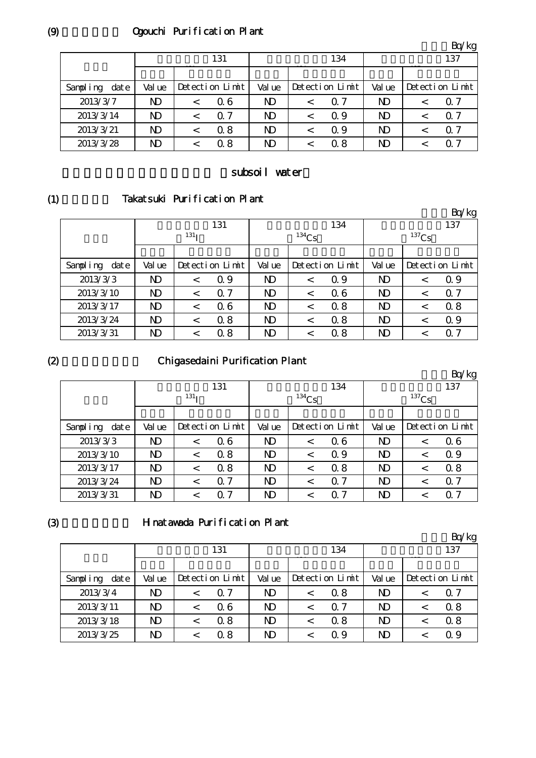## (9) Ogouchi Purification Plant

Bq/kg

| | 131 | | 134 | | 137 | |
|---|---|---|---|---|---|---|
| Sampling date | Value | Detection Limit | Value | Detection Limit | Value | Detection Limit |
| 2013/3/7 | ND | < 0.6 | ND | < 0.7 | ND | < 0.7 |
| 2013/3/14 | ND | < 0.7 | ND | < 0.9 | ND | < 0.7 |
| 2013/3/21 | ND | < 0.8 | ND | < 0.9 | ND | < 0.7 |
| 2013/3/28 | ND | < 0.8 | ND | < 0.8 | ND | < 0.7 |

## subsoil water

### (1) Takatsuki Purification Plant

Bq/kg

| | 131 $^{131}I$ | | 134 $^{134}Cs$ | | 137 $^{137}Cs$ | |
|---|---|---|---|---|---|---|
| Sampling date | Value | Detection Limit | Value | Detection Limit | Value | Detection Limit |
| 2013/3/3 | ND | < 0.9 | ND | < 0.9 | ND | < 0.9 |
| 2013/3/10 | ND | < 0.7 | ND | < 0.6 | ND | < 0.7 |
| 2013/3/17 | ND | < 0.6 | ND | < 0.8 | ND | < 0.8 |
| 2013/3/24 | ND | < 0.8 | ND | < 0.8 | ND | < 0.9 |
| 2013/3/31 | ND | < 0.8 | ND | < 0.8 | ND | < 0.7 |

### (2) Chigasedaini Purification Plant

Bq/kg

| | 131 $^{131}I$ | | 134 $^{134}Cs$ | | 137 $^{137}Cs$ | |
|---|---|---|---|---|---|---|
| Sampling date | Value | Detection Limit | Value | Detection Limit | Value | Detection Limit |
| 2013/3/3 | ND | < 0.6 | ND | < 0.6 | ND | < 0.6 |
| 2013/3/10 | ND | < 0.8 | ND | < 0.9 | ND | < 0.9 |
| 2013/3/17 | ND | < 0.8 | ND | < 0.8 | ND | < 0.8 |
| 2013/3/24 | ND | < 0.7 | ND | < 0.7 | ND | < 0.7 |
| 2013/3/31 | ND | < 0.7 | ND | < 0.7 | ND | < 0.7 |

### (3) Hinatawada Purification Plant

Bq/kg

| | 131 | | 134 | | 137 | |
|---|---|---|---|---|---|---|
| Sampling date | Value | Detection Limit | Value | Detection Limit | Value | Detection Limit |
| 2013/3/4 | ND | < 0.7 | ND | < 0.8 | ND | < 0.7 |
| 2013/3/11 | ND | < 0.6 | ND | < 0.7 | ND | < 0.8 |
| 2013/3/18 | ND | < 0.8 | ND | < 0.8 | ND | < 0.8 |
| 2013/3/25 | ND | < 0.8 | ND | < 0.9 | ND | < 0.9 |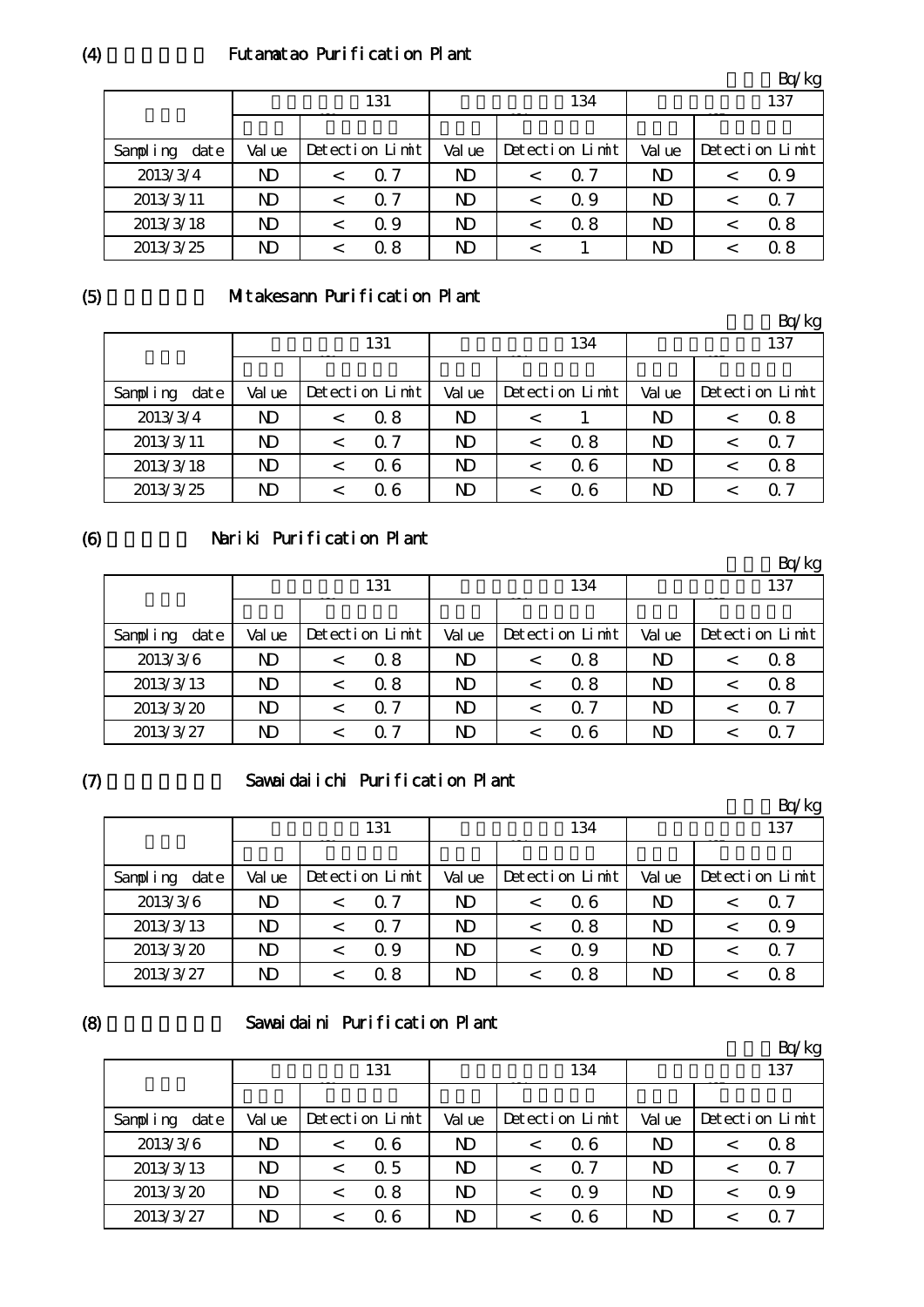(4) Futamatao Purification Plant

Bq/kg

| | 131 | | 134 | | 137 | |
|---|---|---|---|---|---|---|
| Sampling date | Value | Detection Limit | Value | Detection Limit | Value | Detection Limit |
| 2013/3/4 | ND | < 0.7 | ND | < 0.7 | ND | < 0.9 |
| 2013/3/11 | ND | < 0.7 | ND | < 0.9 | ND | < 0.7 |
| 2013/3/18 | ND | < 0.9 | ND | < 0.8 | ND | < 0.8 |
| 2013/3/25 | ND | < 0.8 | ND | < 1 | ND | < 0.8 |

(5) Mitakesann Purification Plant

Bq/kg

| | 131 | | 134 | | 137 | |
|---|---|---|---|---|---|---|
| Sampling date | Value | Detection Limit | Value | Detection Limit | Value | Detection Limit |
| 2013/3/4 | ND | < 0.8 | ND | < 1 | ND | < 0.8 |
| 2013/3/11 | ND | < 0.7 | ND | < 0.8 | ND | < 0.7 |
| 2013/3/18 | ND | < 0.6 | ND | < 0.6 | ND | < 0.8 |
| 2013/3/25 | ND | < 0.6 | ND | < 0.6 | ND | < 0.7 |

(6) Nariki Purification Plant

Bq/kg

| | 131 | | 134 | | 137 | |
|---|---|---|---|---|---|---|
| Sampling date | Value | Detection Limit | Value | Detection Limit | Value | Detection Limit |
| 2013/3/6 | ND | < 0.8 | ND | < 0.8 | ND | < 0.8 |
| 2013/3/13 | ND | < 0.8 | ND | < 0.8 | ND | < 0.8 |
| 2013/3/20 | ND | < 0.7 | ND | < 0.7 | ND | < 0.7 |
| 2013/3/27 | ND | < 0.7 | ND | < 0.6 | ND | < 0.7 |

(7) Sawaidaiichi Purification Plant

Bq/kg

| | 131 | | 134 | | 137 | |
|---|---|---|---|---|---|---|
| Sampling date | Value | Detection Limit | Value | Detection Limit | Value | Detection Limit |
| 2013/3/6 | ND | < 0.7 | ND | < 0.6 | ND | < 0.7 |
| 2013/3/13 | ND | < 0.7 | ND | < 0.8 | ND | < 0.9 |
| 2013/3/20 | ND | < 0.9 | ND | < 0.9 | ND | < 0.7 |
| 2013/3/27 | ND | < 0.8 | ND | < 0.8 | ND | < 0.8 |

(8) Sawaidaini Purification Plant

Bq/kg

| | 131 | | 134 | | 137 | |
|---|---|---|---|---|---|---|
| Sampling date | Value | Detection Limit | Value | Detection Limit | Value | Detection Limit |
| 2013/3/6 | ND | < 0.6 | ND | < 0.6 | ND | < 0.8 |
| 2013/3/13 | ND | < 0.5 | ND | < 0.7 | ND | < 0.7 |
| 2013/3/20 | ND | < 0.8 | ND | < 0.9 | ND | < 0.9 |
| 2013/3/27 | ND | < 0.6 | ND | < 0.6 | ND | < 0.7 |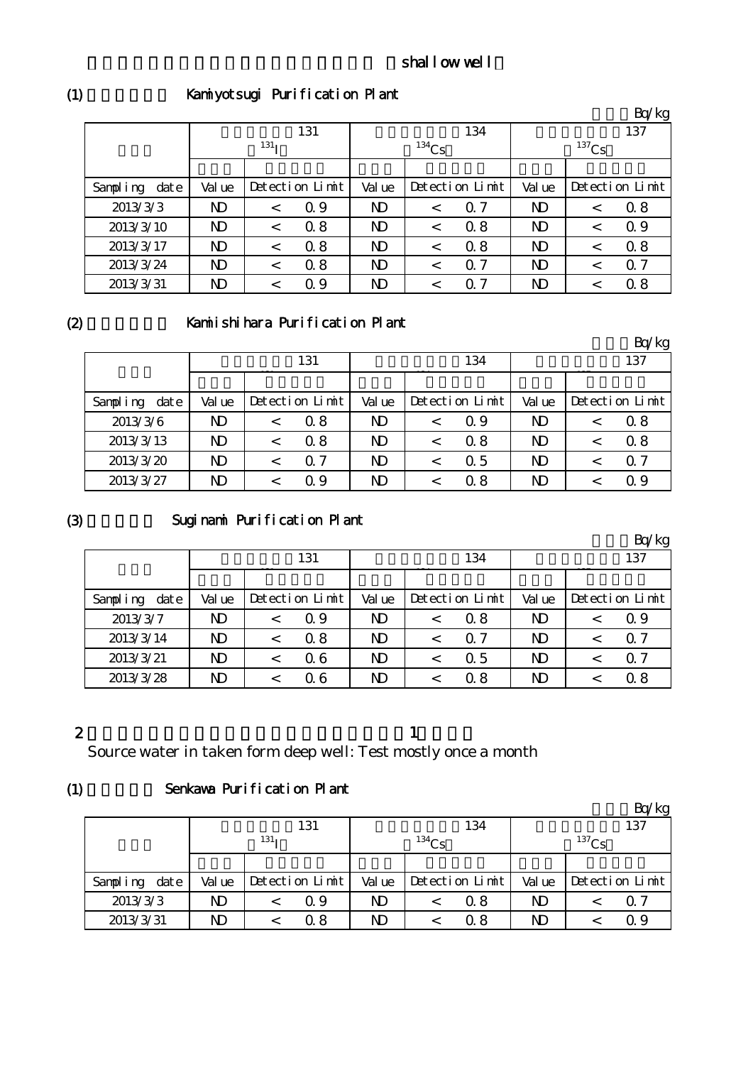shallow well

(1) Kamiyotsugi Purification Plant

Bq/kg

| | 131 | | 134 | | 137 | |
|---|---|---|---|---|---|---|
| | $^{131}I$ | | $^{134}Cs$ | | $^{137}Cs$ | |
| Sampling date | Value | Detection Limit | Value | Detection Limit | Value | Detection Limit |
| 2013/3/3 | ND | < 0.9 | ND | < 0.7 | ND | < 0.8 |
| 2013/3/10 | ND | < 0.8 | ND | < 0.8 | ND | < 0.9 |
| 2013/3/17 | ND | < 0.8 | ND | < 0.8 | ND | < 0.8 |
| 2013/3/24 | ND | < 0.8 | ND | < 0.7 | ND | < 0.7 |
| 2013/3/31 | ND | < 0.9 | ND | < 0.7 | ND | < 0.8 |

(2) Kamiishihara Purification Plant

Bq/kg

| | 131 | | 134 | | 137 | |
|---|---|---|---|---|---|---|
| Sampling date | Value | Detection Limit | Value | Detection Limit | Value | Detection Limit |
| 2013/3/6 | ND | < 0.8 | ND | < 0.9 | ND | < 0.8 |
| 2013/3/13 | ND | < 0.8 | ND | < 0.8 | ND | < 0.8 |
| 2013/3/20 | ND | < 0.7 | ND | < 0.5 | ND | < 0.7 |
| 2013/3/27 | ND | < 0.9 | ND | < 0.8 | ND | < 0.9 |

(3) Suginami Purification Plant

Bq/kg

| | 131 | | 134 | | 137 | |
|---|---|---|---|---|---|---|
| Sampling date | Value | Detection Limit | Value | Detection Limit | Value | Detection Limit |
| 2013/3/7 | ND | < 0.9 | ND | < 0.8 | ND | < 0.9 |
| 2013/3/14 | ND | < 0.8 | ND | < 0.7 | ND | < 0.7 |
| 2013/3/21 | ND | < 0.6 | ND | < 0.5 | ND | < 0.7 |
| 2013/3/28 | ND | < 0.6 | ND | < 0.8 | ND | < 0.8 |

2 1

Source water in taken form deep well: Test mostly once a month

(1) Senkawa Purification Plant

Bq/kg

| | 131 | | 134 | | 137 | |
|---|---|---|---|---|---|---|
| | $^{131}I$ | | $^{134}Cs$ | | $^{137}Cs$ | |
| Sampling date | Value | Detection Limit | Value | Detection Limit | Value | Detection Limit |
| 2013/3/3 | ND | < 0.9 | ND | < 0.8 | ND | < 0.7 |
| 2013/3/31 | ND | < 0.8 | ND | < 0.8 | ND | < 0.9 |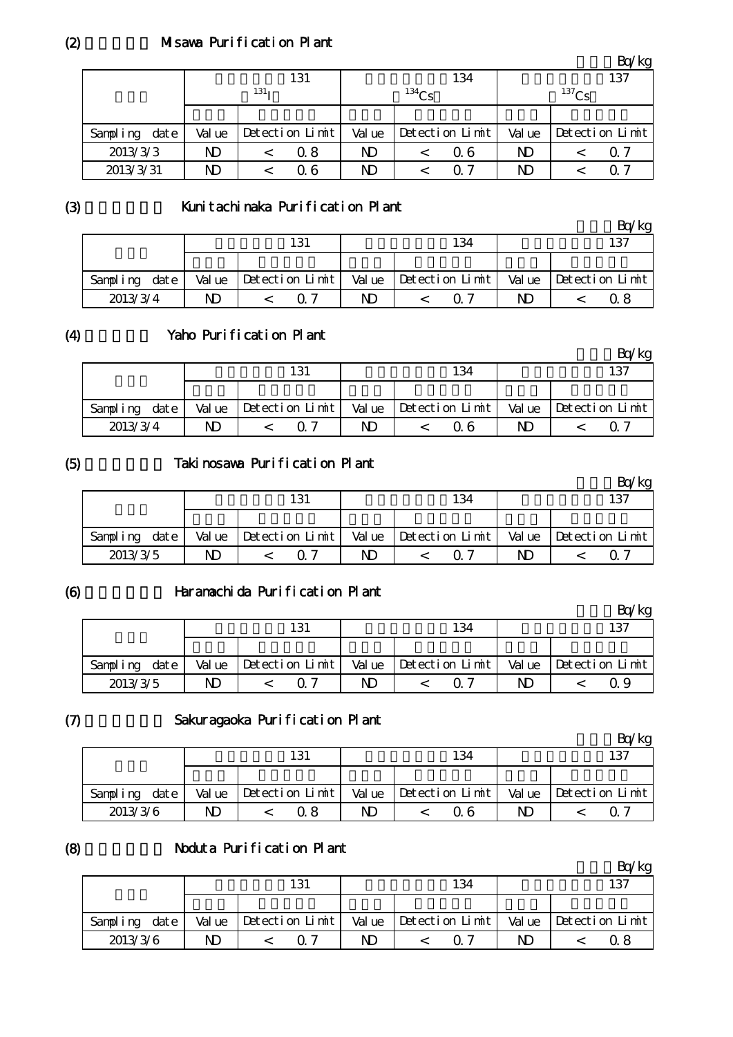## (2) Misawa Purification Plant

Bq/kg

| | 131 $^{131}$I | | 134 $^{134}$Cs | | 137 $^{137}$Cs | |
|---|---|---|---|---|---|---|
| Sampling date | Value | Detection Limit | Value | Detection Limit | Value | Detection Limit |
| 2013/3/3 | ND | < 0.8 | ND | < 0.6 | ND | < 0.7 |
| 2013/3/31 | ND | < 0.6 | ND | < 0.7 | ND | < 0.7 |

## (3) Kunitachinaka Purification Plant

Bq/kg

| | 131 | | 134 | | 137 | |
|---|---|---|---|---|---|---|
| Sampling date | Value | Detection Limit | Value | Detection Limit | Value | Detection Limit |
| 2013/3/4 | ND | < 0.7 | ND | < 0.7 | ND | < 0.8 |

## (4) Yaho Purification Plant

Bq/kg

| | 131 | | 134 | | 137 | |
|---|---|---|---|---|---|---|
| Sampling date | Value | Detection Limit | Value | Detection Limit | Value | Detection Limit |
| 2013/3/4 | ND | < 0.7 | ND | < 0.6 | ND | < 0.7 |

## (5) Takinosawa Purification Plant

Bq/kg

| | 131 | | 134 | | 137 | |
|---|---|---|---|---|---|---|
| Sampling date | Value | Detection Limit | Value | Detection Limit | Value | Detection Limit |
| 2013/3/5 | ND | < 0.7 | ND | < 0.7 | ND | < 0.7 |

## (6) Haramachida Purification Plant

Bq/kg

| | 131 | | 134 | | 137 | |
|---|---|---|---|---|---|---|
| Sampling date | Value | Detection Limit | Value | Detection Limit | Value | Detection Limit |
| 2013/3/5 | ND | < 0.7 | ND | < 0.7 | ND | < 0.9 |

## (7) Sakuragaoka Purification Plant

Bq/kg

| | 131 | | 134 | | 137 | |
|---|---|---|---|---|---|---|
| Sampling date | Value | Detection Limit | Value | Detection Limit | Value | Detection Limit |
| 2013/3/6 | ND | < 0.8 | ND | < 0.6 | ND | < 0.7 |

## (8) Noduta Purification Plant

Bq/kg

| | 131 | | 134 | | 137 | |
|---|---|---|---|---|---|---|
| Sampling date | Value | Detection Limit | Value | Detection Limit | Value | Detection Limit |
| 2013/3/6 | ND | < 0.7 | ND | < 0.7 | ND | < 0.8 |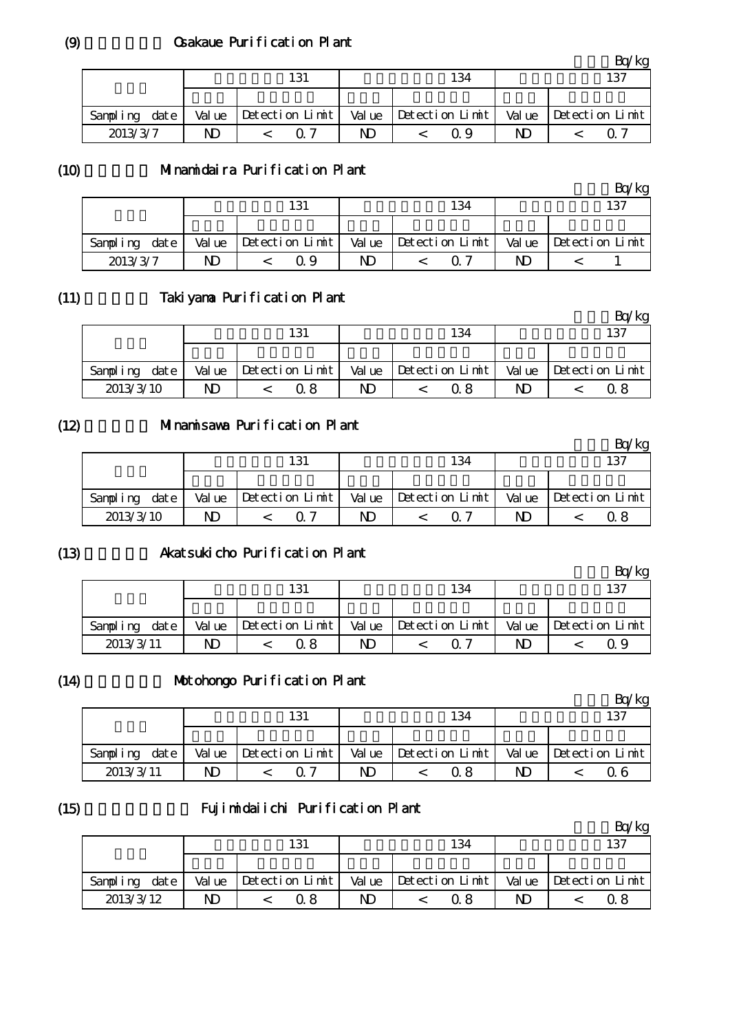(9) Osakaue Purification Plant

Bq/kg

| | 131 | | 134 | | 137 | |
|---|---|---|---|---|---|---|
| | | | | | | |
| Sampling date | Value | Detection Limit | Value | Detection Limit | Value | Detection Limit |
| 2013/3/7 | ND | < 0.7 | ND | < 0.9 | ND | < 0.7 |

(10) Minamidaira Purification Plant

Bq/kg

| | 131 | | 134 | | 137 | |
|---|---|---|---|---|---|---|
| | | | | | | |
| Sampling date | Value | Detection Limit | Value | Detection Limit | Value | Detection Limit |
| 2013/3/7 | ND | < 0.9 | ND | < 0.7 | ND | < 1 |

(11) Takiyama Purification Plant

Bq/kg

| | 131 | | 134 | | 137 | |
|---|---|---|---|---|---|---|
| | | | | | | |
| Sampling date | Value | Detection Limit | Value | Detection Limit | Value | Detection Limit |
| 2013/3/10 | ND | < 0.8 | ND | < 0.8 | ND | < 0.8 |

(12) Minamisawa Purification Plant

Bq/kg

| | 131 | | 134 | | 137 | |
|---|---|---|---|---|---|---|
| | | | | | | |
| Sampling date | Value | Detection Limit | Value | Detection Limit | Value | Detection Limit |
| 2013/3/10 | ND | < 0.7 | ND | < 0.7 | ND | < 0.8 |

(13) Akatsukicho Purification Plant

Bq/kg

| | 131 | | 134 | | 137 | |
|---|---|---|---|---|---|---|
| | | | | | | |
| Sampling date | Value | Detection Limit | Value | Detection Limit | Value | Detection Limit |
| 2013/3/11 | ND | < 0.8 | ND | < 0.7 | ND | < 0.9 |

(14) Motohongo Purification Plant

Bq/kg

| | 131 | | 134 | | 137 | |
|---|---|---|---|---|---|---|
| | | | | | | |
| Sampling date | Value | Detection Limit | Value | Detection Limit | Value | Detection Limit |
| 2013/3/11 | ND | < 0.7 | ND | < 0.8 | ND | < 0.6 |

(15) Fujimidaiichi Purification Plant

Bq/kg

| | 131 | | 134 | | 137 | |
|---|---|---|---|---|---|---|
| | | | | | | |
| Sampling date | Value | Detection Limit | Value | Detection Limit | Value | Detection Limit |
| 2013/3/12 | ND | < 0.8 | ND | < 0.8 | ND | < 0.8 |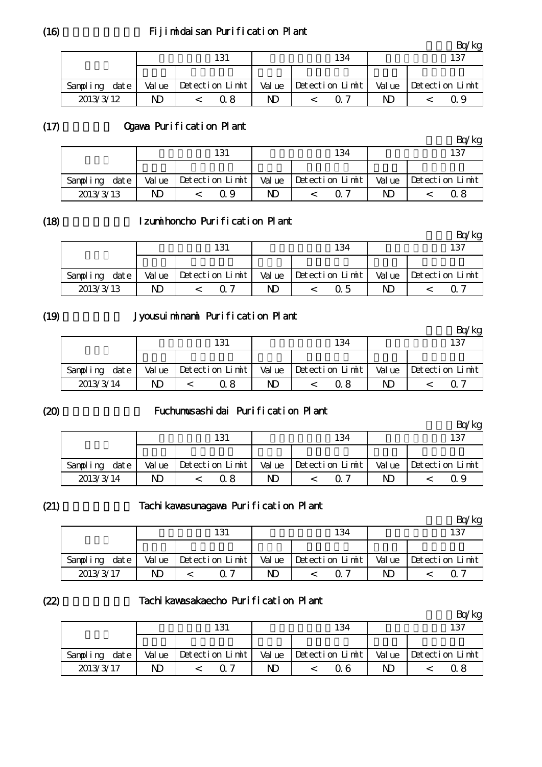(16) Fijimidaisan Purification Plant

Bq/kg

| | 131 | | 134 | | 137 | |
|---|---|---|---|---|---|---|
| | | | | | | |
| Sampling date | Value | Detection Limit | Value | Detection Limit | Value | Detection Limit |
| 2013/3/12 | ND | < 0.8 | ND | < 0.7 | ND | < 0.9 |

(17) Ogawa Purification Plant

Bq/kg

| | 131 | | 134 | | 137 | |
|---|---|---|---|---|---|---|
| | | | | | | |
| Sampling date | Value | Detection Limit | Value | Detection Limit | Value | Detection Limit |
| 2013/3/13 | ND | < 0.9 | ND | < 0.7 | ND | < 0.8 |

(18) Izumihoncho Purification Plant

Bq/kg

| | 131 | | 134 | | 137 | |
|---|---|---|---|---|---|---|
| | | | | | | |
| Sampling date | Value | Detection Limit | Value | Detection Limit | Value | Detection Limit |
| 2013/3/13 | ND | < 0.7 | ND | < 0.5 | ND | < 0.7 |

(19) Jyousuiminami Purification Plant

Bq/kg

| | 131 | | 134 | | 137 | |
|---|---|---|---|---|---|---|
| | | | | | | |
| Sampling date | Value | Detection Limit | Value | Detection Limit | Value | Detection Limit |
| 2013/3/14 | ND | < 0.8 | ND | < 0.8 | ND | < 0.7 |

(20) Fuchumusashidai Purification Plant

Bq/kg

| | 131 | | 134 | | 137 | |
|---|---|---|---|---|---|---|
| | | | | | | |
| Sampling date | Value | Detection Limit | Value | Detection Limit | Value | Detection Limit |
| 2013/3/14 | ND | < 0.8 | ND | < 0.7 | ND | < 0.9 |

(21) Tachikawasunagawa Purification Plant

Bq/kg

| | 131 | | 134 | | 137 | |
|---|---|---|---|---|---|---|
| | | | | | | |
| Sampling date | Value | Detection Limit | Value | Detection Limit | Value | Detection Limit |
| 2013/3/17 | ND | < 0.7 | ND | < 0.7 | ND | < 0.7 |

(22) Tachikawasakaecho Purification Plant

Bq/kg

| | 131 | | 134 | | 137 | |
|---|---|---|---|---|---|---|
| | | | | | | |
| Sampling date | Value | Detection Limit | Value | Detection Limit | Value | Detection Limit |
| 2013/3/17 | ND | < 0.7 | ND | < 0.6 | ND | < 0.8 |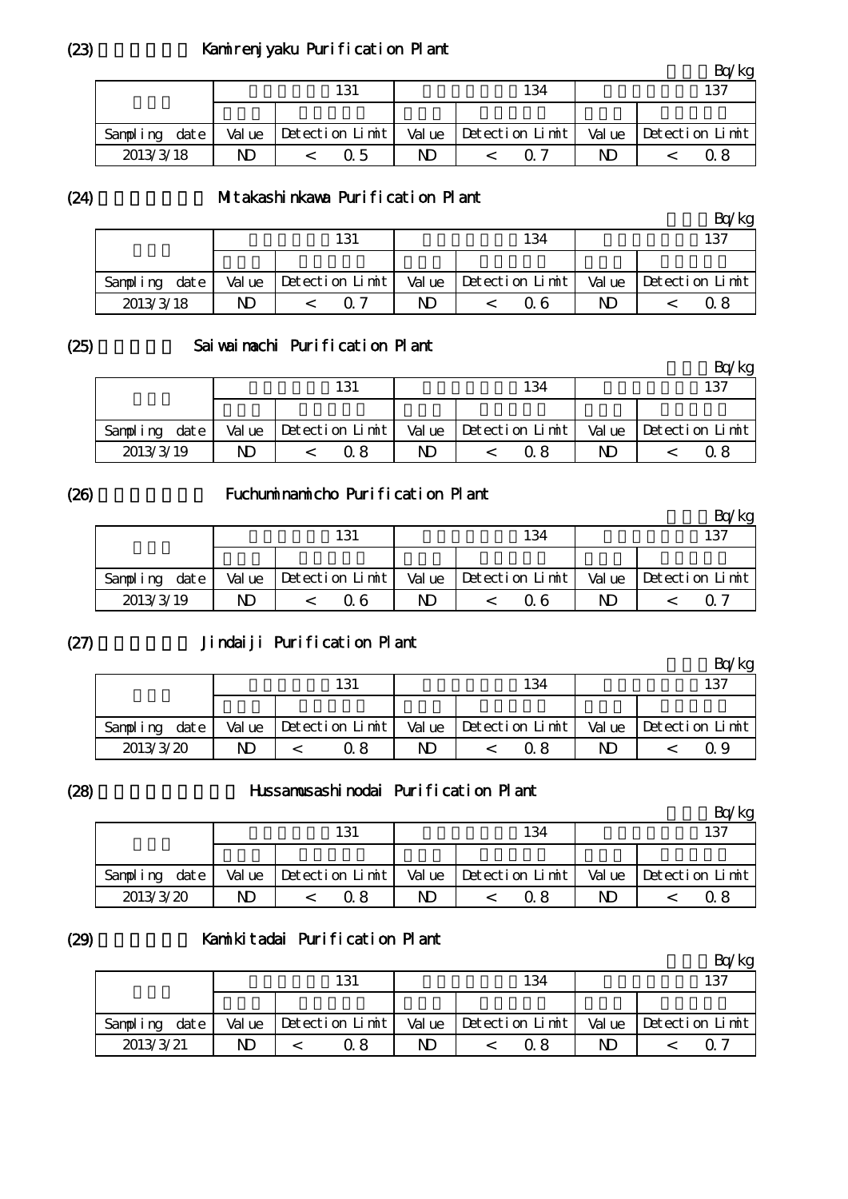(23) Kamirenjyaku Purification Plant

Bq/kg

| | 131 | | 134 | | 137 | |
|---|---|---|---|---|---|---|
| Sampling date | Value | Detection Limit | Value | Detection Limit | Value | Detection Limit |
| 2013/3/18 | ND | < 0.5 | ND | < 0.7 | ND | < 0.8 |

(24) Mitakashinkawa Purification Plant

Bq/kg

| | 131 | | 134 | | 137 | |
|---|---|---|---|---|---|---|
| Sampling date | Value | Detection Limit | Value | Detection Limit | Value | Detection Limit |
| 2013/3/18 | ND | < 0.7 | ND | < 0.6 | ND | < 0.8 |

(25) Saiwaimachi Purification Plant

Bq/kg

| | 131 | | 134 | | 137 | |
|---|---|---|---|---|---|---|
| Sampling date | Value | Detection Limit | Value | Detection Limit | Value | Detection Limit |
| 2013/3/19 | ND | < 0.8 | ND | < 0.8 | ND | < 0.8 |

(26) Fuchuminamicho Purification Plant

Bq/kg

| | 131 | | 134 | | 137 | |
|---|---|---|---|---|---|---|
| Sampling date | Value | Detection Limit | Value | Detection Limit | Value | Detection Limit |
| 2013/3/19 | ND | < 0.6 | ND | < 0.6 | ND | < 0.7 |

(27) Jindaiji Purification Plant

Bq/kg

| | 131 | | 134 | | 137 | |
|---|---|---|---|---|---|---|
| Sampling date | Value | Detection Limit | Value | Detection Limit | Value | Detection Limit |
| 2013/3/20 | ND | < 0.8 | ND | < 0.8 | ND | < 0.9 |

(28) Hussamusashinodai Purification Plant

Bq/kg

| | 131 | | 134 | | 137 | |
|---|---|---|---|---|---|---|
| Sampling date | Value | Detection Limit | Value | Detection Limit | Value | Detection Limit |
| 2013/3/20 | ND | < 0.8 | ND | < 0.8 | ND | < 0.8 |

(29) Kamikitadai Purification Plant

Bq/kg

| | 131 | | 134 | | 137 | |
|---|---|---|---|---|---|---|
| Sampling date | Value | Detection Limit | Value | Detection Limit | Value | Detection Limit |
| 2013/3/21 | ND | < 0.8 | ND | < 0.8 | ND | < 0.7 |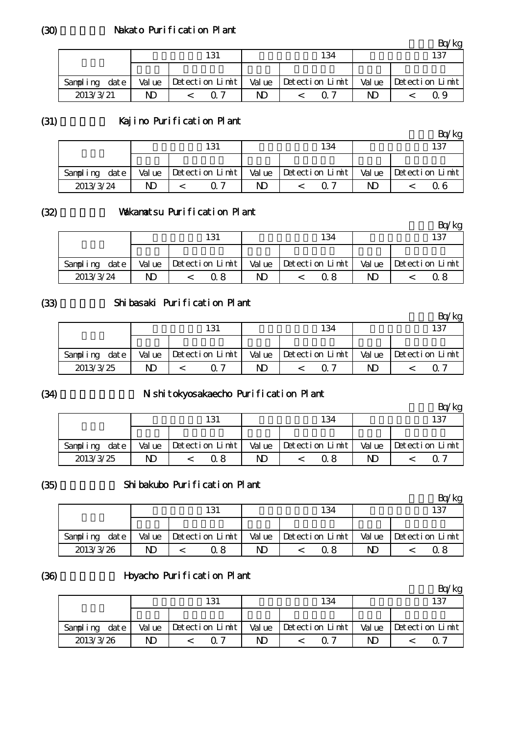## (30) Nakato Purification Plant

Bq/kg

| | 131 | | 134 | | 137 | |
|---|---|---|---|---|---|---|
| Sampling date | Value | Detection Limit | Value | Detection Limit | Value | Detection Limit |
| 2013/3/21 | ND | < 0.7 | ND | < 0.7 | ND | < 0.9 |

## (31) Kajino Purification Plant

Bq/kg

| | 131 | | 134 | | 137 | |
|---|---|---|---|---|---|---|
| Sampling date | Value | Detection Limit | Value | Detection Limit | Value | Detection Limit |
| 2013/3/24 | ND | < 0.7 | ND | < 0.7 | ND | < 0.6 |

## (32) Wakamatsu Purification Plant

Bq/kg

| | 131 | | 134 | | 137 | |
|---|---|---|---|---|---|---|
| Sampling date | Value | Detection Limit | Value | Detection Limit | Value | Detection Limit |
| 2013/3/24 | ND | < 0.8 | ND | < 0.8 | ND | < 0.8 |

## (33) Shibasaki Purification Plant

Bq/kg

| | 131 | | 134 | | 137 | |
|---|---|---|---|---|---|---|
| Sampling date | Value | Detection Limit | Value | Detection Limit | Value | Detection Limit |
| 2013/3/25 | ND | < 0.7 | ND | < 0.7 | ND | < 0.7 |

## (34) Nishitokyosakaecho Purification Plant

Bq/kg

| | 131 | | 134 | | 137 | |
|---|---|---|---|---|---|---|
| Sampling date | Value | Detection Limit | Value | Detection Limit | Value | Detection Limit |
| 2013/3/25 | ND | < 0.8 | ND | < 0.8 | ND | < 0.7 |

## (35) Shibakubo Purification Plant

Bq/kg

| | 131 | | 134 | | 137 | |
|---|---|---|---|---|---|---|
| Sampling date | Value | Detection Limit | Value | Detection Limit | Value | Detection Limit |
| 2013/3/26 | ND | < 0.8 | ND | < 0.8 | ND | < 0.8 |

## (36) Hoyacho Purification Plant

Bq/kg

| | 131 | | 134 | | 137 | |
|---|---|---|---|---|---|---|
| Sampling date | Value | Detection Limit | Value | Detection Limit | Value | Detection Limit |
| 2013/3/26 | ND | < 0.7 | ND | < 0.7 | ND | < 0.7 |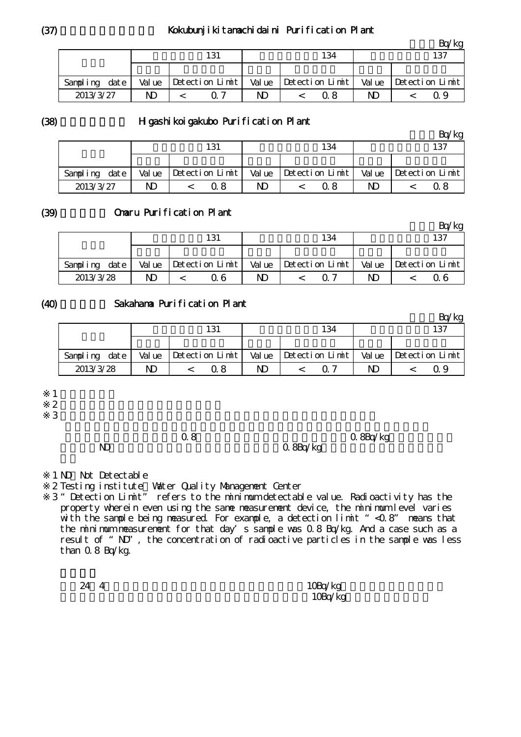(37) Kokubunjikitamachidaini Purification Plant

Bq/kg

| | 131 | | 134 | | 137 | |
|---|---|---|---|---|---|---|
| | | | | | | |
| Sampling date | Value | Detection Limit | Value | Detection Limit | Value | Detection Limit |
| 2013/3/27 | ND | < 0.7 | ND | < 0.8 | ND | < 0.9 |

(38) Higashikoigakubo Purification Plant

Bq/kg

| | 131 | | 134 | | 137 | |
|---|---|---|---|---|---|---|
| | | | | | | |
| Sampling date | Value | Detection Limit | Value | Detection Limit | Value | Detection Limit |
| 2013/3/27 | ND | < 0.8 | ND | < 0.8 | ND | < 0.8 |

(39) Omaru Purification Plant

Bq/kg

| | 131 | | 134 | | 137 | |
|---|---|---|---|---|---|---|
| | | | | | | |
| Sampling date | Value | Detection Limit | Value | Detection Limit | Value | Detection Limit |
| 2013/3/28 | ND | < 0.6 | ND | < 0.7 | ND | < 0.6 |

(40) Sakahama Purification Plant

Bq/kg

| | 131 | | 134 | | 137 | |
|---|---|---|---|---|---|---|
| | | | | | | |
| Sampling date | Value | Detection Limit | Value | Detection Limit | Value | Detection Limit |
| 2013/3/28 | ND | < 0.8 | ND | < 0.7 | ND | < 0.9 |

※1
※2
※3

0.8 0.8Bq/kg
ND 0.8Bq/kg

※1 ND: Not Detectable

※2 Testing institute: Water Quality Management Center

※3 "Detection Limit" refers to the minimum detectable value. Radioactivity has the property wherein even using the same measurement device, the minimum level varies with the sample being measured. For example, a detection limit "<0.8" means that the minimum measurement for that day's sample was 0.8 Bq/kg. And a case such as a result of "ND", the concentration of radioactive particles in the sample was less than 0.8 Bq/kg.

24 4 10Bq/kg
10Bq/kg